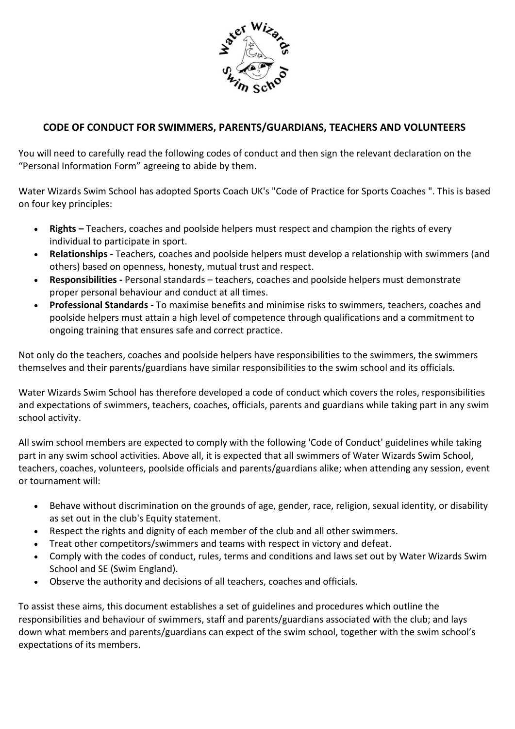## CODE OF CONDUCT FOR SWIMMERS, PARENTS/GUARDIANS, TEACHERS AND VOLUNTEERS

You will need to carefully read the following codes of conduct and then sign the relevant declaration on the "Personal Information Form" agreeing to abide by them.

Water Wizards Swim School has adopted Sports Coach UK's "Code of Practice for Sports Coaches ". This is based on four key principles:

- **Rights –** Teachers, coaches and poolside helpers must respect and champion the rights of every individual to participate in sport.
- **Relationships -** Teachers, coaches and poolside helpers must develop a relationship with swimmers (and others) based on openness, honesty, mutual trust and respect.
- **Responsibilities -** Personal standards – teachers, coaches and poolside helpers must demonstrate proper personal behaviour and conduct at all times.
- **Professional Standards -** To maximise benefits and minimise risks to swimmers, teachers, coaches and poolside helpers must attain a high level of competence through qualifications and a commitment to ongoing training that ensures safe and correct practice.

Not only do the teachers, coaches and poolside helpers have responsibilities to the swimmers, the swimmers themselves and their parents/guardians have similar responsibilities to the swim school and its officials.

Water Wizards Swim School has therefore developed a code of conduct which covers the roles, responsibilities and expectations of swimmers, teachers, coaches, officials, parents and guardians while taking part in any swim school activity.

All swim school members are expected to comply with the following 'Code of Conduct' guidelines while taking part in any swim school activities. Above all, it is expected that all swimmers of Water Wizards Swim School, teachers, coaches, volunteers, poolside officials and parents/guardians alike; when attending any session, event or tournament will:

- Behave without discrimination on the grounds of age, gender, race, religion, sexual identity, or disability as set out in the club's Equity statement.
- Respect the rights and dignity of each member of the club and all other swimmers.
- Treat other competitors/swimmers and teams with respect in victory and defeat.
- Comply with the codes of conduct, rules, terms and conditions and laws set out by Water Wizards Swim School and SE (Swim England).
- Observe the authority and decisions of all teachers, coaches and officials.

To assist these aims, this document establishes a set of guidelines and procedures which outline the responsibilities and behaviour of swimmers, staff and parents/guardians associated with the club; and lays down what members and parents/guardians can expect of the swim school, together with the swim school's expectations of its members.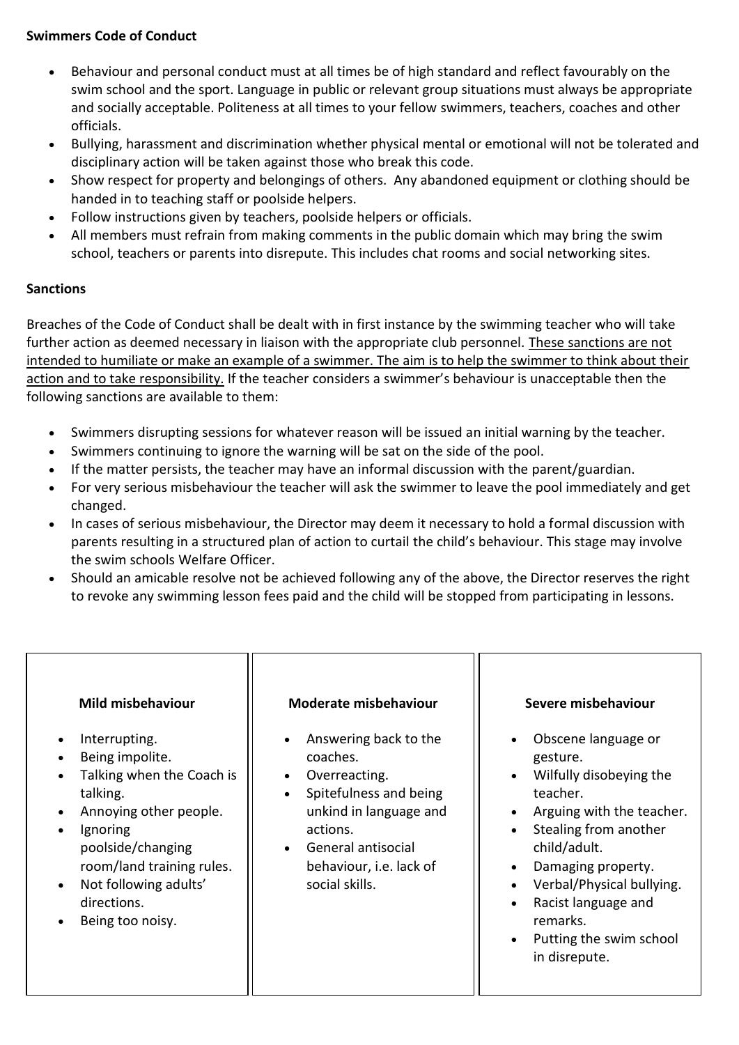**Swimmers Code of Conduct**

- Behaviour and personal conduct must at all times be of high standard and reflect favourably on the swim school and the sport. Language in public or relevant group situations must always be appropriate and socially acceptable. Politeness at all times to your fellow swimmers, teachers, coaches and other officials.
- Bullying, harassment and discrimination whether physical mental or emotional will not be tolerated and disciplinary action will be taken against those who break this code.
- Show respect for property and belongings of others. Any abandoned equipment or clothing should be handed in to teaching staff or poolside helpers.
- Follow instructions given by teachers, poolside helpers or officials.
- All members must refrain from making comments in the public domain which may bring the swim school, teachers or parents into disrepute. This includes chat rooms and social networking sites.

**Sanctions**

Breaches of the Code of Conduct shall be dealt with in first instance by the swimming teacher who will take further action as deemed necessary in liaison with the appropriate club personnel. <u>These sanctions are not intended to humiliate or make an example of a swimmer. The aim is to help the swimmer to think about their action and to take responsibility.</u> If the teacher considers a swimmer's behaviour is unacceptable then the following sanctions are available to them:

- Swimmers disrupting sessions for whatever reason will be issued an initial warning by the teacher.
- Swimmers continuing to ignore the warning will be sat on the side of the pool.
- If the matter persists, the teacher may have an informal discussion with the parent/guardian.
- For very serious misbehaviour the teacher will ask the swimmer to leave the pool immediately and get changed.
- In cases of serious misbehaviour, the Director may deem it necessary to hold a formal discussion with parents resulting in a structured plan of action to curtail the child's behaviour. This stage may involve the swim schools Welfare Officer.
- Should an amicable resolve not be achieved following any of the above, the Director reserves the right to revoke any swimming lesson fees paid and the child will be stopped from participating in lessons.

| **Mild misbehaviour** | **Moderate misbehaviour** | **Severe misbehaviour** |
|---|---|---|
| • Interrupting.<br>• Being impolite.<br>• Talking when the Coach is talking.<br>• Annoying other people.<br>• Ignoring poolside/changing room/land training rules.<br>• Not following adults' directions.<br>• Being too noisy. | • Answering back to the coaches.<br>• Overreacting.<br>• Spitefulness and being unkind in language and actions.<br>• General antisocial behaviour, i.e. lack of social skills. | • Obscene language or gesture.<br>• Wilfully disobeying the teacher.<br>• Arguing with the teacher.<br>• Stealing from another child/adult.<br>• Damaging property.<br>• Verbal/Physical bullying.<br>• Racist language and remarks.<br>• Putting the swim school in disrepute. |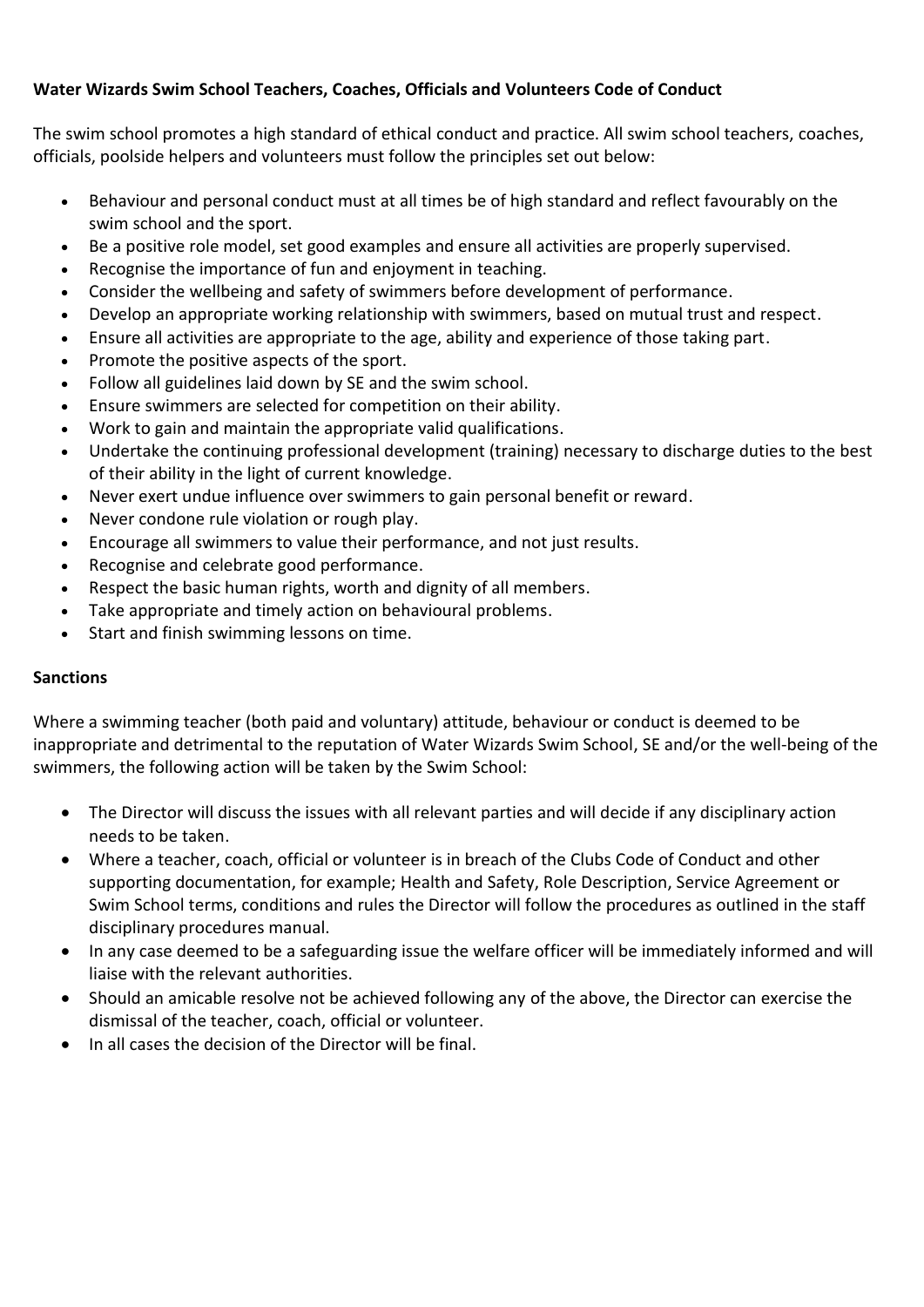**Water Wizards Swim School Teachers, Coaches, Officials and Volunteers Code of Conduct**

The swim school promotes a high standard of ethical conduct and practice. All swim school teachers, coaches, officials, poolside helpers and volunteers must follow the principles set out below:

- Behaviour and personal conduct must at all times be of high standard and reflect favourably on the swim school and the sport.
- Be a positive role model, set good examples and ensure all activities are properly supervised.
- Recognise the importance of fun and enjoyment in teaching.
- Consider the wellbeing and safety of swimmers before development of performance.
- Develop an appropriate working relationship with swimmers, based on mutual trust and respect.
- Ensure all activities are appropriate to the age, ability and experience of those taking part.
- Promote the positive aspects of the sport.
- Follow all guidelines laid down by SE and the swim school.
- Ensure swimmers are selected for competition on their ability.
- Work to gain and maintain the appropriate valid qualifications.
- Undertake the continuing professional development (training) necessary to discharge duties to the best of their ability in the light of current knowledge.
- Never exert undue influence over swimmers to gain personal benefit or reward.
- Never condone rule violation or rough play.
- Encourage all swimmers to value their performance, and not just results.
- Recognise and celebrate good performance.
- Respect the basic human rights, worth and dignity of all members.
- Take appropriate and timely action on behavioural problems.
- Start and finish swimming lessons on time.

**Sanctions**

Where a swimming teacher (both paid and voluntary) attitude, behaviour or conduct is deemed to be inappropriate and detrimental to the reputation of Water Wizards Swim School, SE and/or the well-being of the swimmers, the following action will be taken by the Swim School:

- The Director will discuss the issues with all relevant parties and will decide if any disciplinary action needs to be taken.
- Where a teacher, coach, official or volunteer is in breach of the Clubs Code of Conduct and other supporting documentation, for example; Health and Safety, Role Description, Service Agreement or Swim School terms, conditions and rules the Director will follow the procedures as outlined in the staff disciplinary procedures manual.
- In any case deemed to be a safeguarding issue the welfare officer will be immediately informed and will liaise with the relevant authorities.
- Should an amicable resolve not be achieved following any of the above, the Director can exercise the dismissal of the teacher, coach, official or volunteer.
- In all cases the decision of the Director will be final.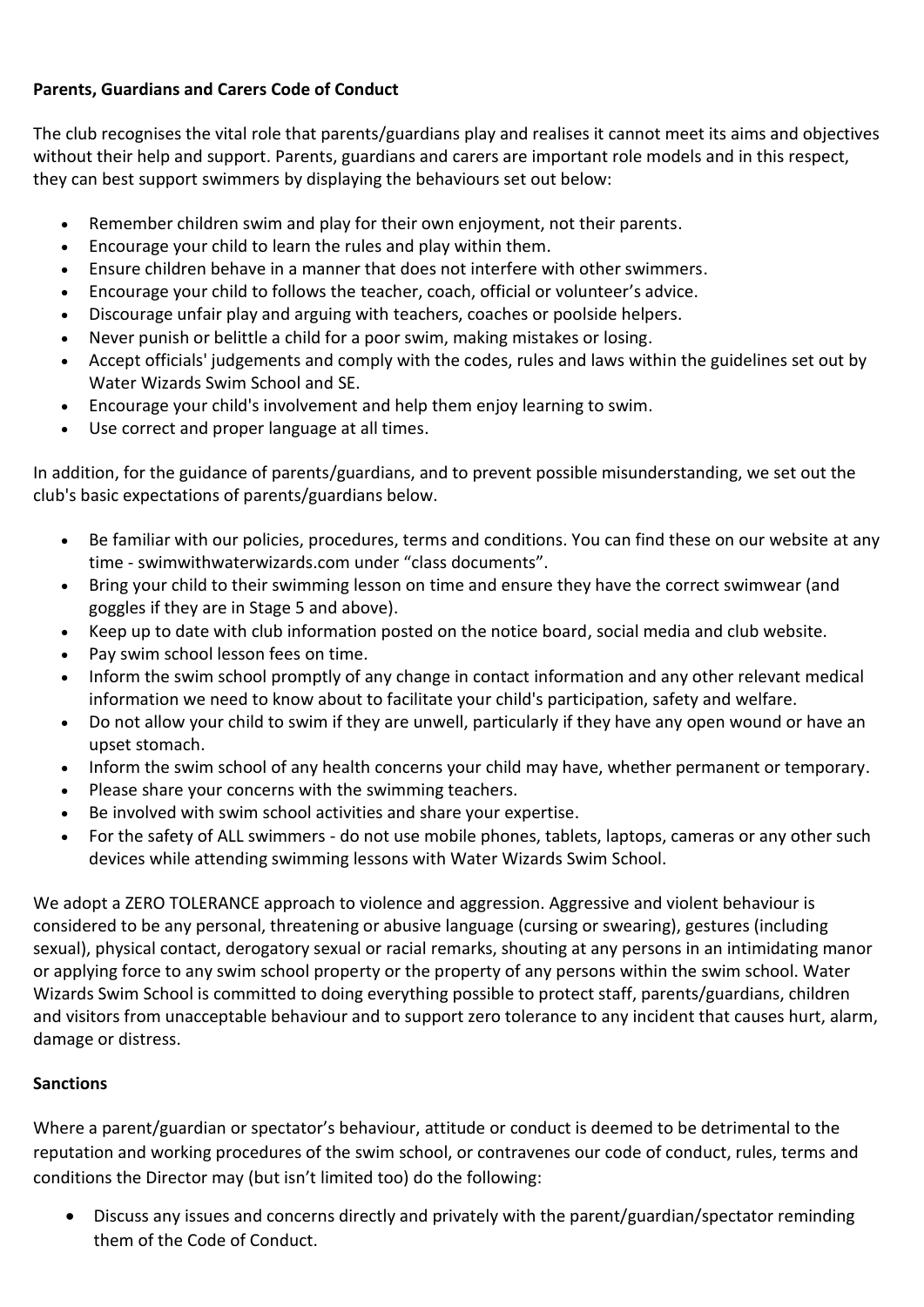**Parents, Guardians and Carers Code of Conduct**

The club recognises the vital role that parents/guardians play and realises it cannot meet its aims and objectives without their help and support. Parents, guardians and carers are important role models and in this respect, they can best support swimmers by displaying the behaviours set out below:

- Remember children swim and play for their own enjoyment, not their parents.
- Encourage your child to learn the rules and play within them.
- Ensure children behave in a manner that does not interfere with other swimmers.
- Encourage your child to follows the teacher, coach, official or volunteer's advice.
- Discourage unfair play and arguing with teachers, coaches or poolside helpers.
- Never punish or belittle a child for a poor swim, making mistakes or losing.
- Accept officials' judgements and comply with the codes, rules and laws within the guidelines set out by Water Wizards Swim School and SE.
- Encourage your child's involvement and help them enjoy learning to swim.
- Use correct and proper language at all times.

In addition, for the guidance of parents/guardians, and to prevent possible misunderstanding, we set out the club's basic expectations of parents/guardians below.

- Be familiar with our policies, procedures, terms and conditions. You can find these on our website at any time - swimwithwaterwizards.com under "class documents".
- Bring your child to their swimming lesson on time and ensure they have the correct swimwear (and goggles if they are in Stage 5 and above).
- Keep up to date with club information posted on the notice board, social media and club website.
- Pay swim school lesson fees on time.
- Inform the swim school promptly of any change in contact information and any other relevant medical information we need to know about to facilitate your child's participation, safety and welfare.
- Do not allow your child to swim if they are unwell, particularly if they have any open wound or have an upset stomach.
- Inform the swim school of any health concerns your child may have, whether permanent or temporary.
- Please share your concerns with the swimming teachers.
- Be involved with swim school activities and share your expertise.
- For the safety of ALL swimmers - do not use mobile phones, tablets, laptops, cameras or any other such devices while attending swimming lessons with Water Wizards Swim School.

We adopt a ZERO TOLERANCE approach to violence and aggression. Aggressive and violent behaviour is considered to be any personal, threatening or abusive language (cursing or swearing), gestures (including sexual), physical contact, derogatory sexual or racial remarks, shouting at any persons in an intimidating manor or applying force to any swim school property or the property of any persons within the swim school. Water Wizards Swim School is committed to doing everything possible to protect staff, parents/guardians, children and visitors from unacceptable behaviour and to support zero tolerance to any incident that causes hurt, alarm, damage or distress.

**Sanctions**

Where a parent/guardian or spectator's behaviour, attitude or conduct is deemed to be detrimental to the reputation and working procedures of the swim school, or contravenes our code of conduct, rules, terms and conditions the Director may (but isn't limited too) do the following:

- Discuss any issues and concerns directly and privately with the parent/guardian/spectator reminding them of the Code of Conduct.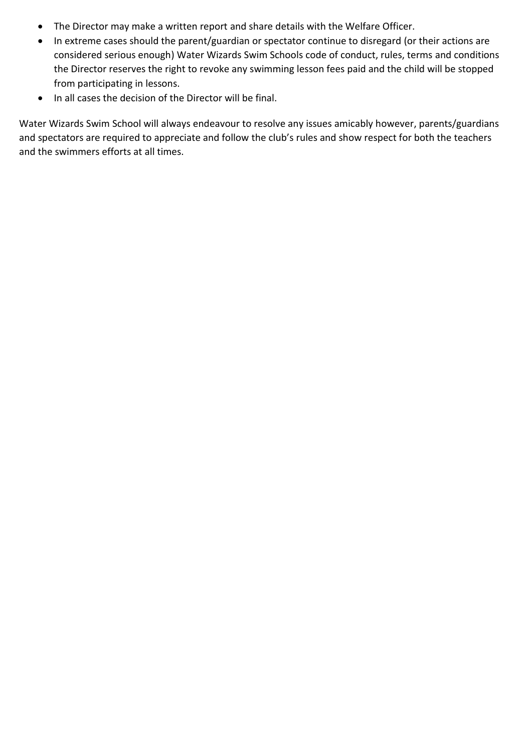- The Director may make a written report and share details with the Welfare Officer.
- In extreme cases should the parent/guardian or spectator continue to disregard (or their actions are considered serious enough) Water Wizards Swim Schools code of conduct, rules, terms and conditions the Director reserves the right to revoke any swimming lesson fees paid and the child will be stopped from participating in lessons.
- In all cases the decision of the Director will be final.

Water Wizards Swim School will always endeavour to resolve any issues amicably however, parents/guardians and spectators are required to appreciate and follow the club's rules and show respect for both the teachers and the swimmers efforts at all times.